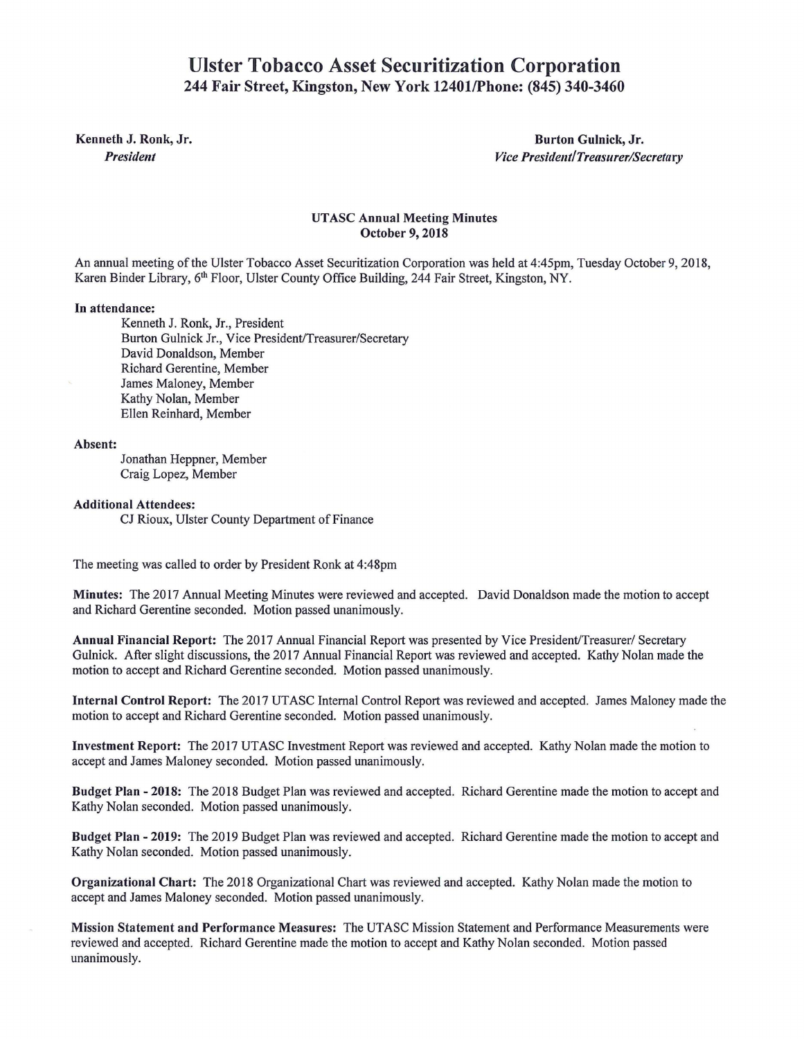# Ulster Tobacco Asset Securitization Corporation

## 244 Fair Street, Kingston, New York 12401/Phone: (845) 340-3460

**Kenneth J. Ronk, Jr.**
*President*

**Burton Gulnick, Jr.**
*Vice President/Treasurer/Secretary*

### UTASC Annual Meeting Minutes
### October 9, 2018

An annual meeting of the Ulster Tobacco Asset Securitization Corporation was held at 4:45pm, Tuesday October 9, 2018, Karen Binder Library, 6th Floor, Ulster County Office Building, 244 Fair Street, Kingston, NY.

**In attendance:**

Kenneth J. Ronk, Jr., President
Burton Gulnick Jr., Vice President/Treasurer/Secretary
David Donaldson, Member
Richard Gerentine, Member
James Maloney, Member
Kathy Nolan, Member
Ellen Reinhard, Member

**Absent:**

Jonathan Heppner, Member
Craig Lopez, Member

**Additional Attendees:**

CJ Rioux, Ulster County Department of Finance

The meeting was called to order by President Ronk at 4:48pm

**Minutes:** The 2017 Annual Meeting Minutes were reviewed and accepted. David Donaldson made the motion to accept and Richard Gerentine seconded. Motion passed unanimously.

**Annual Financial Report:** The 2017 Annual Financial Report was presented by Vice President/Treasurer/ Secretary Gulnick. After slight discussions, the 2017 Annual Financial Report was reviewed and accepted. Kathy Nolan made the motion to accept and Richard Gerentine seconded. Motion passed unanimously.

**Internal Control Report:** The 2017 UTASC Internal Control Report was reviewed and accepted. James Maloney made the motion to accept and Richard Gerentine seconded. Motion passed unanimously.

**Investment Report:** The 2017 UTASC Investment Report was reviewed and accepted. Kathy Nolan made the motion to accept and James Maloney seconded. Motion passed unanimously.

**Budget Plan - 2018:** The 2018 Budget Plan was reviewed and accepted. Richard Gerentine made the motion to accept and Kathy Nolan seconded. Motion passed unanimously.

**Budget Plan - 2019:** The 2019 Budget Plan was reviewed and accepted. Richard Gerentine made the motion to accept and Kathy Nolan seconded. Motion passed unanimously.

**Organizational Chart:** The 2018 Organizational Chart was reviewed and accepted. Kathy Nolan made the motion to accept and James Maloney seconded. Motion passed unanimously.

**Mission Statement and Performance Measures:** The UTASC Mission Statement and Performance Measurements were reviewed and accepted. Richard Gerentine made the motion to accept and Kathy Nolan seconded. Motion passed unanimously.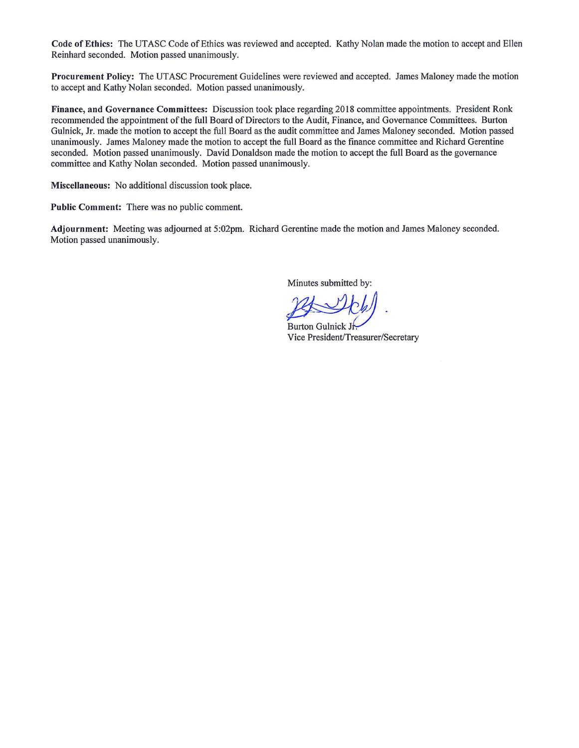**Code of Ethics:** The UTASC Code of Ethics was reviewed and accepted. Kathy Nolan made the motion to accept and Ellen Reinhard seconded. Motion passed unanimously.

**Procurement Policy:** The UTASC Procurement Guidelines were reviewed and accepted. James Maloney made the motion to accept and Kathy Nolan seconded. Motion passed unanimously.

**Finance, and Governance Committees:** Discussion took place regarding 2018 committee appointments. President Ronk recommended the appointment of the full Board of Directors to the Audit, Finance, and Governance Committees. Burton Gulnick, Jr. made the motion to accept the full Board as the audit committee and James Maloney seconded. Motion passed unanimously. James Maloney made the motion to accept the full Board as the finance committee and Richard Gerentine seconded. Motion passed unanimously. David Donaldson made the motion to accept the full Board as the governance committee and Kathy Nolan seconded. Motion passed unanimously.

**Miscellaneous:** No additional discussion took place.

**Public Comment:** There was no public comment.

**Adjournment:** Meeting was adjourned at 5:02pm. Richard Gerentine made the motion and James Maloney seconded. Motion passed unanimously.

Minutes submitted by:

Burton Gulnick Jr.
Vice President/Treasurer/Secretary